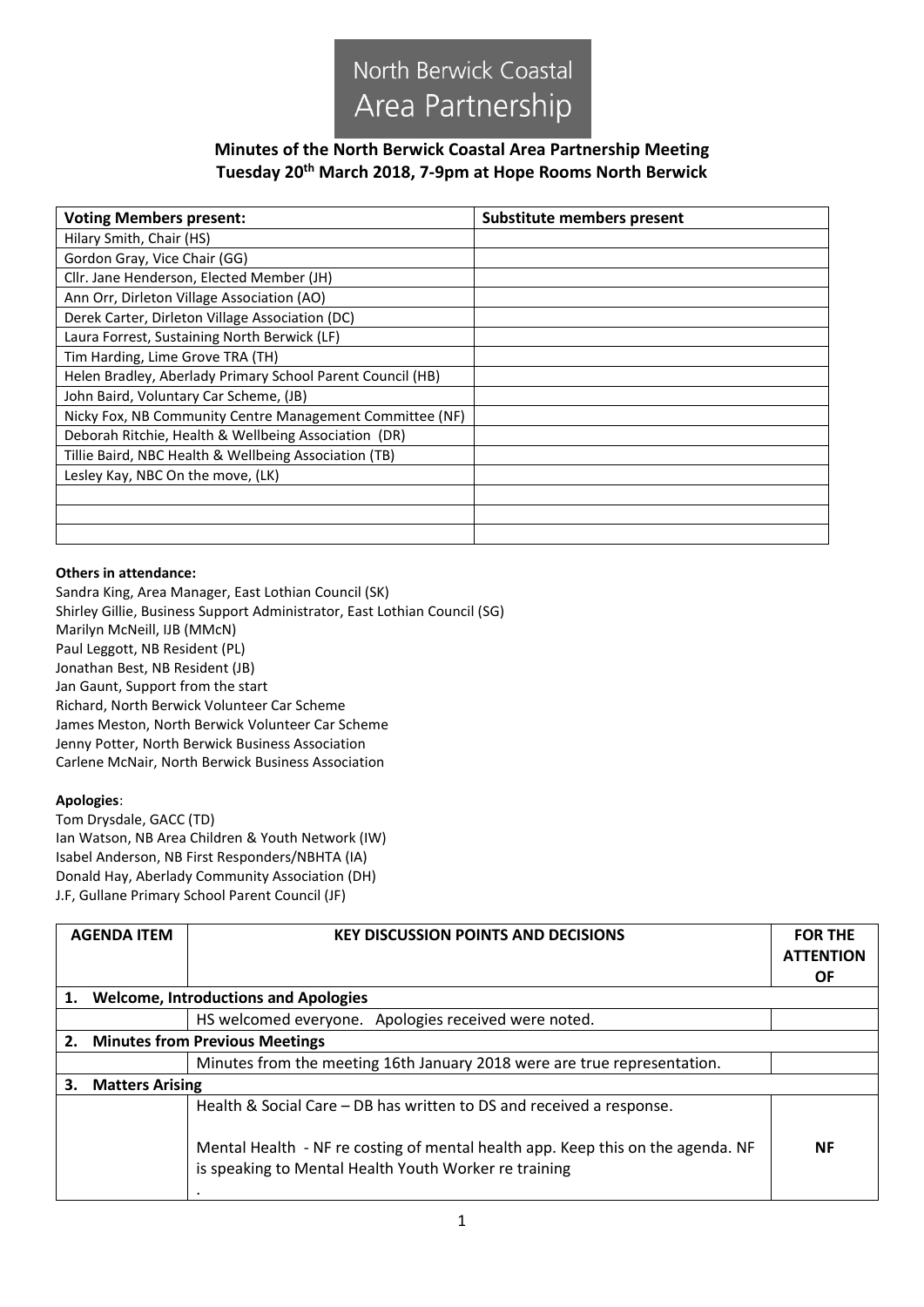# North Berwick Coastal Area Partnership

## Minutes of the North Berwick Coastal Area Partnership Meeting
## Tuesday 20th March 2018, 7-9pm at Hope Rooms North Berwick

| Voting Members present: | Substitute members present |
|---|---|
| Hilary Smith, Chair (HS) | |
| Gordon Gray, Vice Chair (GG) | |
| Cllr. Jane Henderson, Elected Member (JH) | |
| Ann Orr, Dirleton Village Association (AO) | |
| Derek Carter, Dirleton Village Association (DC) | |
| Laura Forrest, Sustaining North Berwick (LF) | |
| Tim Harding, Lime Grove TRA (TH) | |
| Helen Bradley, Aberlady Primary School Parent Council (HB) | |
| John Baird, Voluntary Car Scheme, (JB) | |
| Nicky Fox, NB Community Centre Management Committee (NF) | |
| Deborah Ritchie, Health & Wellbeing Association (DR) | |
| Tillie Baird, NBC Health & Wellbeing Association (TB) | |
| Lesley Kay, NBC On the move, (LK) | |
| | |
| | |
| | |

**Others in attendance:**
Sandra King, Area Manager, East Lothian Council (SK)
Shirley Gillie, Business Support Administrator, East Lothian Council (SG)
Marilyn McNeill, IJB (MMcN)
Paul Leggott, NB Resident (PL)
Jonathan Best, NB Resident (JB)
Jan Gaunt, Support from the start
Richard, North Berwick Volunteer Car Scheme
James Meston, North Berwick Volunteer Car Scheme
Jenny Potter, North Berwick Business Association
Carlene McNair, North Berwick Business Association

**Apologies**:
Tom Drysdale, GACC (TD)
Ian Watson, NB Area Children & Youth Network (IW)
Isabel Anderson, NB First Responders/NBHTA (IA)
Donald Hay, Aberlady Community Association (DH)
J.F, Gullane Primary School Parent Council (JF)

| AGENDA ITEM | KEY DISCUSSION POINTS AND DECISIONS | FOR THE ATTENTION OF |
|---|---|---|
| **1. Welcome, Introductions and Apologies** | | |
| | HS welcomed everyone. Apologies received were noted. | |
| **2. Minutes from Previous Meetings** | | |
| | Minutes from the meeting 16th January 2018 were are true representation. | |
| **3. Matters Arising** | | |
| | Health & Social Care – DB has written to DS and received a response.<br><br>Mental Health - NF re costing of mental health app. Keep this on the agenda. NF is speaking to Mental Health Youth Worker re training<br>. | **NF** |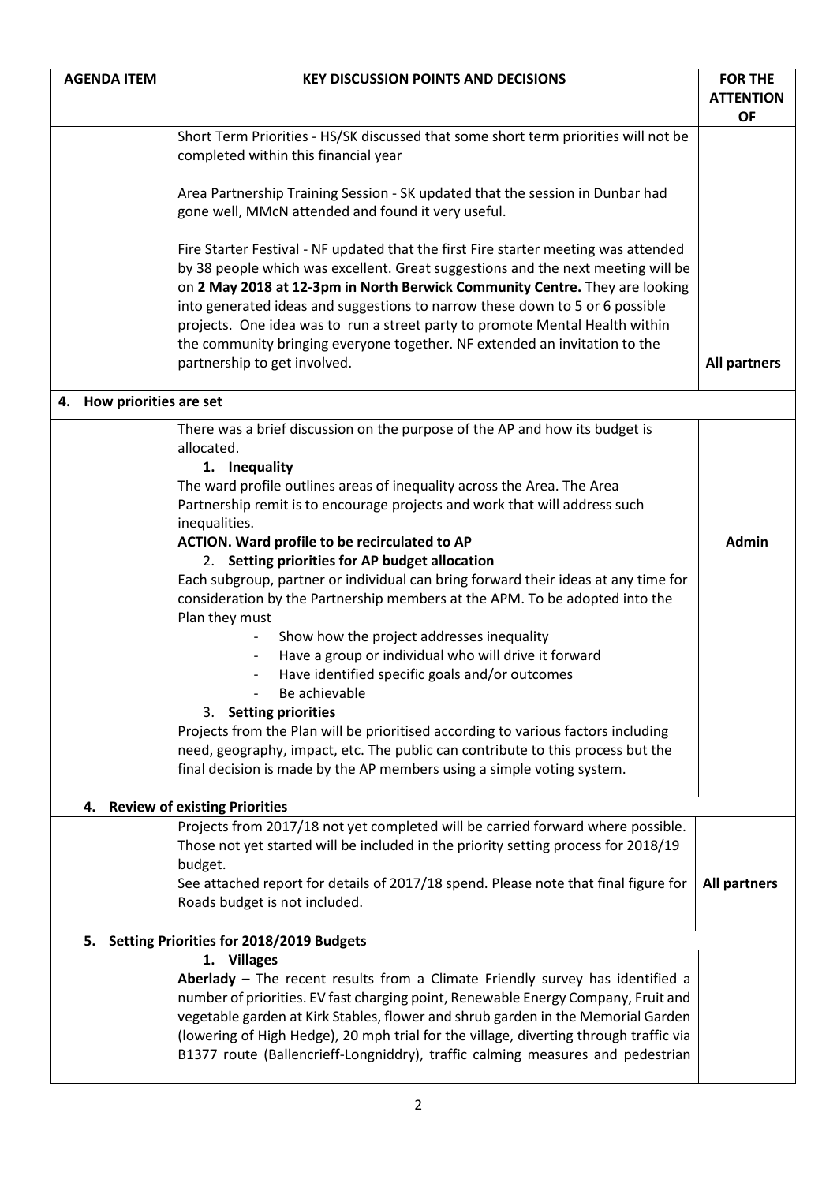| AGENDA ITEM | KEY DISCUSSION POINTS AND DECISIONS | FOR THE ATTENTION OF |
|---|---|---|
| | Short Term Priorities - HS/SK discussed that some short term priorities will not be completed within this financial year<br><br>Area Partnership Training Session - SK updated that the session in Dunbar had gone well, MMcN attended and found it very useful.<br><br>Fire Starter Festival - NF updated that the first Fire starter meeting was attended by 38 people which was excellent. Great suggestions and the next meeting will be on **2 May 2018 at 12-3pm in North Berwick Community Centre.** They are looking into generated ideas and suggestions to narrow these down to 5 or 6 possible projects. One idea was to run a street party to promote Mental Health within the community bringing everyone together. NF extended an invitation to the partnership to get involved. | **All partners** |
| **4. How priorities are set** | | |
| | There was a brief discussion on the purpose of the AP and how its budget is allocated.<br>**1. Inequality**<br>The ward profile outlines areas of inequality across the Area. The Area Partnership remit is to encourage projects and work that will address such inequalities.<br>**ACTION. Ward profile to be recirculated to AP**<br>**2. Setting priorities for AP budget allocation**<br>Each subgroup, partner or individual can bring forward their ideas at any time for consideration by the Partnership members at the APM. To be adopted into the Plan they must<br>- Show how the project addresses inequality<br>- Have a group or individual who will drive it forward<br>- Have identified specific goals and/or outcomes<br>- Be achievable<br>**3. Setting priorities**<br>Projects from the Plan will be prioritised according to various factors including need, geography, impact, etc. The public can contribute to this process but the final decision is made by the AP members using a simple voting system. | **Admin** |
| **4. Review of existing Priorities** | | |
| | Projects from 2017/18 not yet completed will be carried forward where possible. Those not yet started will be included in the priority setting process for 2018/19 budget.<br>See attached report for details of 2017/18 spend. Please note that final figure for Roads budget is not included. | **All partners** |
| **5. Setting Priorities for 2018/2019 Budgets** | | |
| | **1. Villages**<br>**Aberlady** – The recent results from a Climate Friendly survey has identified a number of priorities. EV fast charging point, Renewable Energy Company, Fruit and vegetable garden at Kirk Stables, flower and shrub garden in the Memorial Garden (lowering of High Hedge), 20 mph trial for the village, diverting through traffic via B1377 route (Ballencrieff-Longniddry), traffic calming measures and pedestrian | |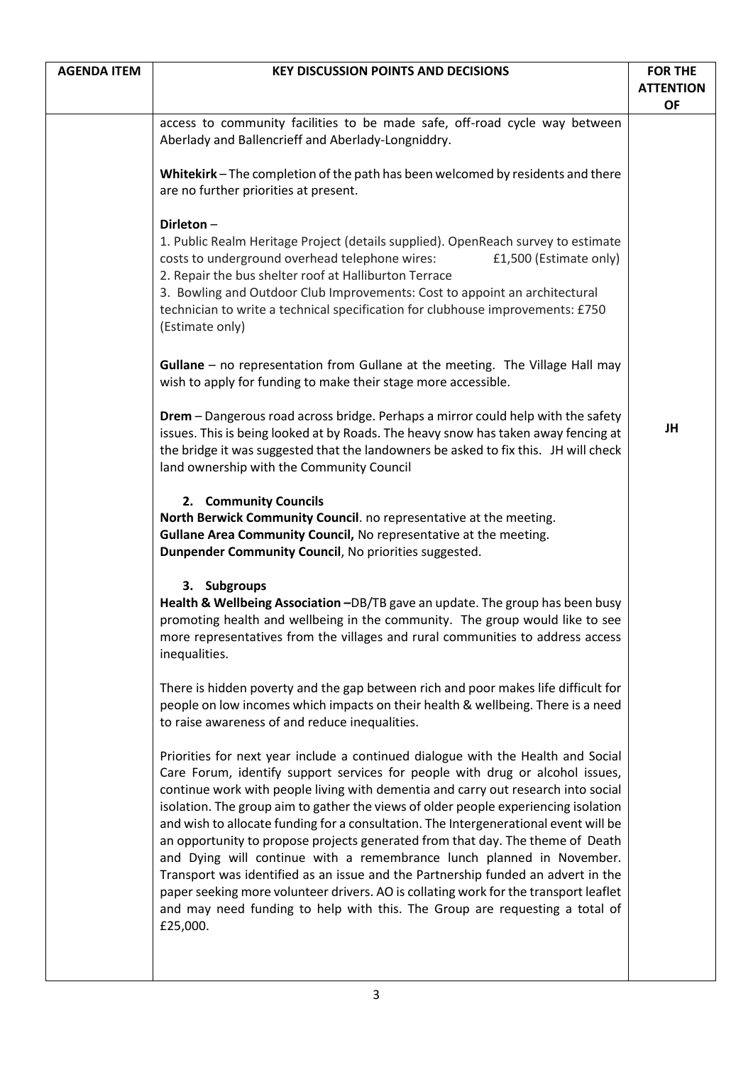| AGENDA ITEM | KEY DISCUSSION POINTS AND DECISIONS | FOR THE ATTENTION OF |
|---|---|---|
| | access to community facilities to be made safe, off-road cycle way between Aberlady and Ballencrieff and Aberlady-Longniddry.<br><br>**Whitekirk** – The completion of the path has been welcomed by residents and there are no further priorities at present.<br><br>**Dirleton** –<br>1. Public Realm Heritage Project (details supplied). OpenReach survey to estimate costs to underground overhead telephone wires: £1,500 (Estimate only)<br>2. Repair the bus shelter roof at Halliburton Terrace<br>3. Bowling and Outdoor Club Improvements: Cost to appoint an architectural technician to write a technical specification for clubhouse improvements: £750 (Estimate only)<br><br>**Gullane** – no representation from Gullane at the meeting. The Village Hall may wish to apply for funding to make their stage more accessible.<br><br>**Drem** – Dangerous road across bridge. Perhaps a mirror could help with the safety issues. This is being looked at by Roads. The heavy snow has taken away fencing at the bridge it was suggested that the landowners be asked to fix this. JH will check land ownership with the Community Council<br><br>**2. Community Councils**<br>**North Berwick Community Council**. no representative at the meeting.<br>**Gullane Area Community Council,** No representative at the meeting.<br>**Dunpender Community Council**, No priorities suggested.<br><br>**3. Subgroups**<br>**Health & Wellbeing Association –**DB/TB gave an update. The group has been busy promoting health and wellbeing in the community. The group would like to see more representatives from the villages and rural communities to address access inequalities.<br><br>There is hidden poverty and the gap between rich and poor makes life difficult for people on low incomes which impacts on their health & wellbeing. There is a need to raise awareness of and reduce inequalities.<br><br>Priorities for next year include a continued dialogue with the Health and Social Care Forum, identify support services for people with drug or alcohol issues, continue work with people living with dementia and carry out research into social isolation. The group aim to gather the views of older people experiencing isolation and wish to allocate funding for a consultation. The Intergenerational event will be an opportunity to propose projects generated from that day. The theme of Death and Dying will continue with a remembrance lunch planned in November. Transport was identified as an issue and the Partnership funded an advert in the paper seeking more volunteer drivers. AO is collating work for the transport leaflet and may need funding to help with this. The Group are requesting a total of £25,000. | JH |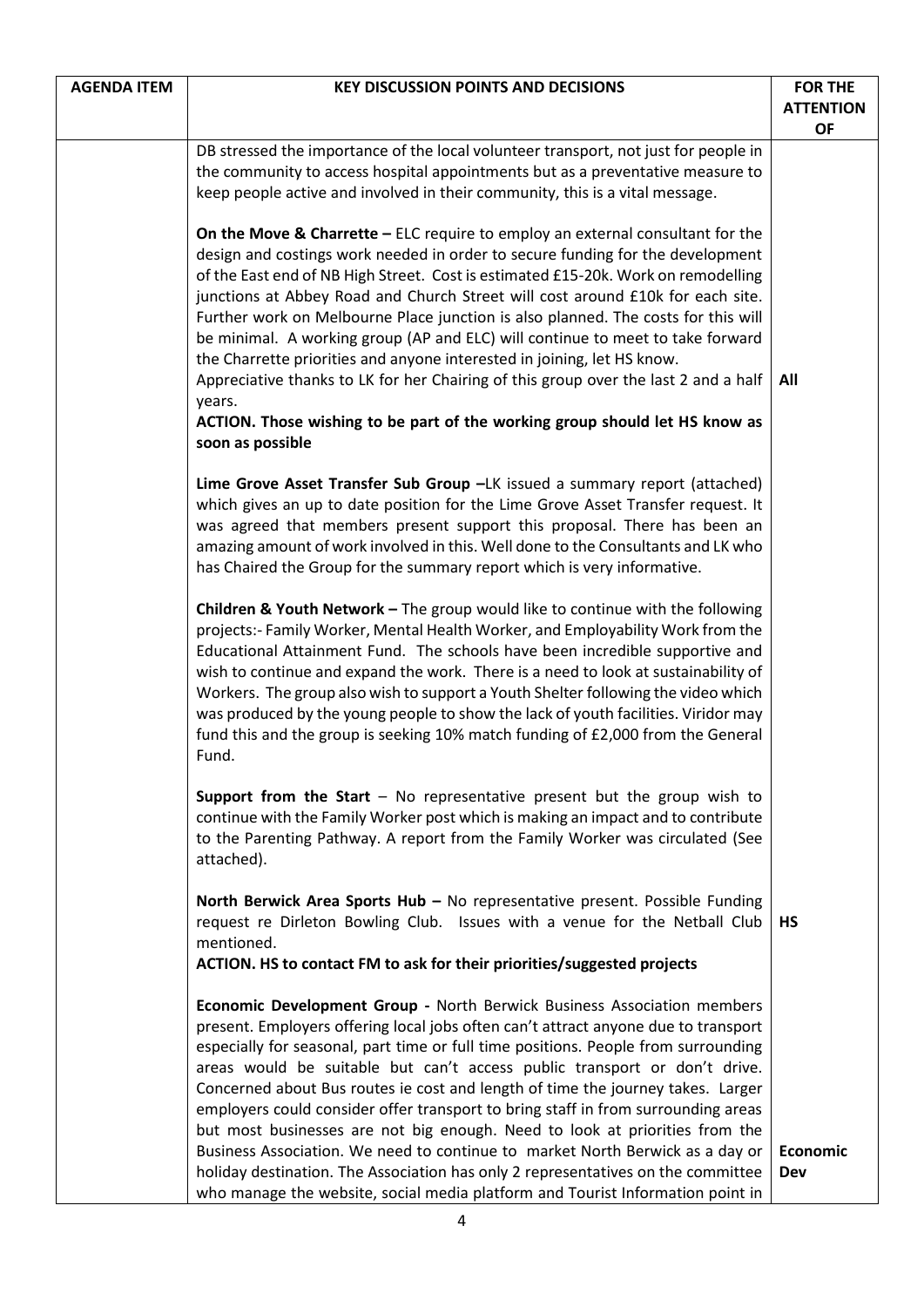| AGENDA ITEM | KEY DISCUSSION POINTS AND DECISIONS | FOR THE ATTENTION OF |
|---|---|---|
| | DB stressed the importance of the local volunteer transport, not just for people in the community to access hospital appointments but as a preventative measure to keep people active and involved in their community, this is a vital message.<br><br>**On the Move & Charrette –** ELC require to employ an external consultant for the design and costings work needed in order to secure funding for the development of the East end of NB High Street. Cost is estimated £15-20k. Work on remodelling junctions at Abbey Road and Church Street will cost around £10k for each site. Further work on Melbourne Place junction is also planned. The costs for this will be minimal. A working group (AP and ELC) will continue to meet to take forward the Charrette priorities and anyone interested in joining, let HS know. Appreciative thanks to LK for her Chairing of this group over the last 2 and a half years.<br>**ACTION. Those wishing to be part of the working group should let HS know as soon as possible** | **All** |
| | **Lime Grove Asset Transfer Sub Group –**LK issued a summary report (attached) which gives an up to date position for the Lime Grove Asset Transfer request. It was agreed that members present support this proposal. There has been an amazing amount of work involved in this. Well done to the Consultants and LK who has Chaired the Group for the summary report which is very informative.<br><br>**Children & Youth Network –** The group would like to continue with the following projects:- Family Worker, Mental Health Worker, and Employability Work from the Educational Attainment Fund. The schools have been incredible supportive and wish to continue and expand the work. There is a need to look at sustainability of Workers. The group also wish to support a Youth Shelter following the video which was produced by the young people to show the lack of youth facilities. Viridor may fund this and the group is seeking 10% match funding of £2,000 from the General Fund.<br><br>**Support from the Start** – No representative present but the group wish to continue with the Family Worker post which is making an impact and to contribute to the Parenting Pathway. A report from the Family Worker was circulated (See attached). | |
| | **North Berwick Area Sports Hub –** No representative present. Possible Funding request re Dirleton Bowling Club. Issues with a venue for the Netball Club mentioned.<br>**ACTION. HS to contact FM to ask for their priorities/suggested projects** | **HS** |
| | **Economic Development Group -** North Berwick Business Association members present. Employers offering local jobs often can't attract anyone due to transport especially for seasonal, part time or full time positions. People from surrounding areas would be suitable but can't access public transport or don't drive. Concerned about Bus routes ie cost and length of time the journey takes. Larger employers could consider offer transport to bring staff in from surrounding areas but most businesses are not big enough. Need to look at priorities from the Business Association. We need to continue to market North Berwick as a day or holiday destination. The Association has only 2 representatives on the committee who manage the website, social media platform and Tourist Information point in | **Economic Dev** |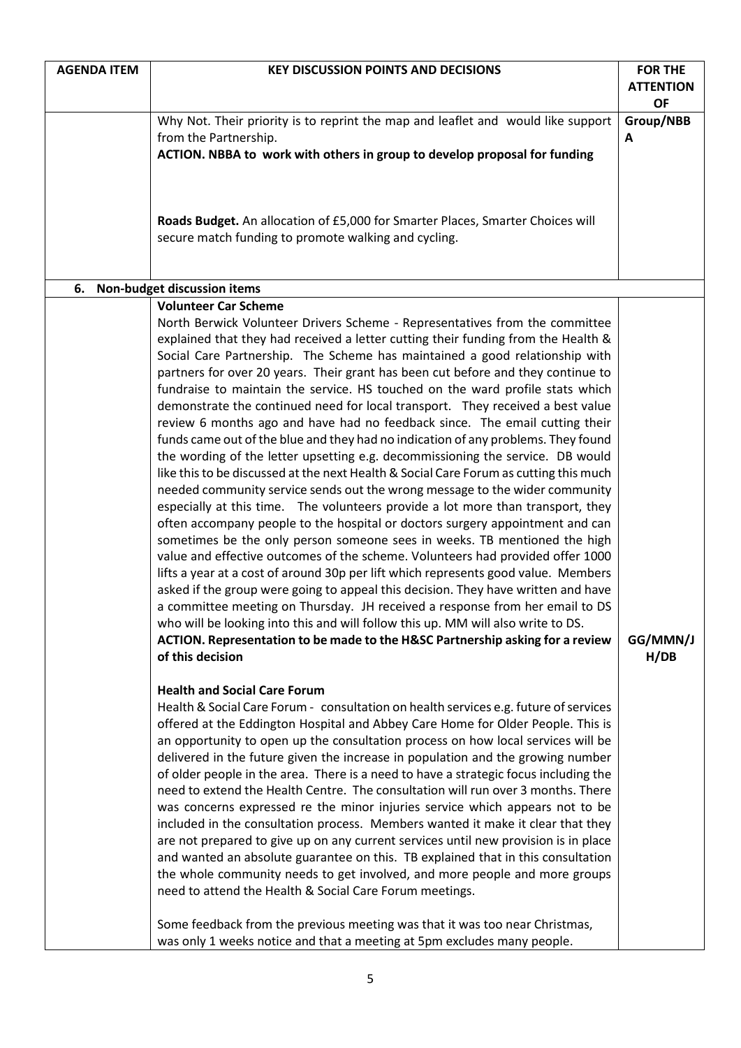| AGENDA ITEM | KEY DISCUSSION POINTS AND DECISIONS | FOR THE ATTENTION OF |
|---|---|---|
| | Why Not. Their priority is to reprint the map and leaflet and would like support from the Partnership.<br>**ACTION. NBBA to work with others in group to develop proposal for funding**<br><br>**Roads Budget.** An allocation of £5,000 for Smarter Places, Smarter Choices will secure match funding to promote walking and cycling. | Group/NBBA |
| **6. Non-budget discussion items** | | |
| | **Volunteer Car Scheme**<br>North Berwick Volunteer Drivers Scheme - Representatives from the committee explained that they had received a letter cutting their funding from the Health & Social Care Partnership. The Scheme has maintained a good relationship with partners for over 20 years. Their grant has been cut before and they continue to fundraise to maintain the service. HS touched on the ward profile stats which demonstrate the continued need for local transport. They received a best value review 6 months ago and have had no feedback since. The email cutting their funds came out of the blue and they had no indication of any problems. They found the wording of the letter upsetting e.g. decommissioning the service. DB would like this to be discussed at the next Health & Social Care Forum as cutting this much needed community service sends out the wrong message to the wider community especially at this time. The volunteers provide a lot more than transport, they often accompany people to the hospital or doctors surgery appointment and can sometimes be the only person someone sees in weeks. TB mentioned the high value and effective outcomes of the scheme. Volunteers had provided offer 1000 lifts a year at a cost of around 30p per lift which represents good value. Members asked if the group were going to appeal this decision. They have written and have a committee meeting on Thursday. JH received a response from her email to DS who will be looking into this and will follow this up. MM will also write to DS.<br>**ACTION. Representation to be made to the H&SC Partnership asking for a review of this decision**<br><br>**Health and Social Care Forum**<br>Health & Social Care Forum - consultation on health services e.g. future of services offered at the Eddington Hospital and Abbey Care Home for Older People. This is an opportunity to open up the consultation process on how local services will be delivered in the future given the increase in population and the growing number of older people in the area. There is a need to have a strategic focus including the need to extend the Health Centre. The consultation will run over 3 months. There was concerns expressed re the minor injuries service which appears not to be included in the consultation process. Members wanted it make it clear that they are not prepared to give up on any current services until new provision is in place and wanted an absolute guarantee on this. TB explained that in this consultation the whole community needs to get involved, and more people and more groups need to attend the Health & Social Care Forum meetings.<br><br>Some feedback from the previous meeting was that it was too near Christmas, was only 1 weeks notice and that a meeting at 5pm excludes many people. | GG/MMN/JH/DB |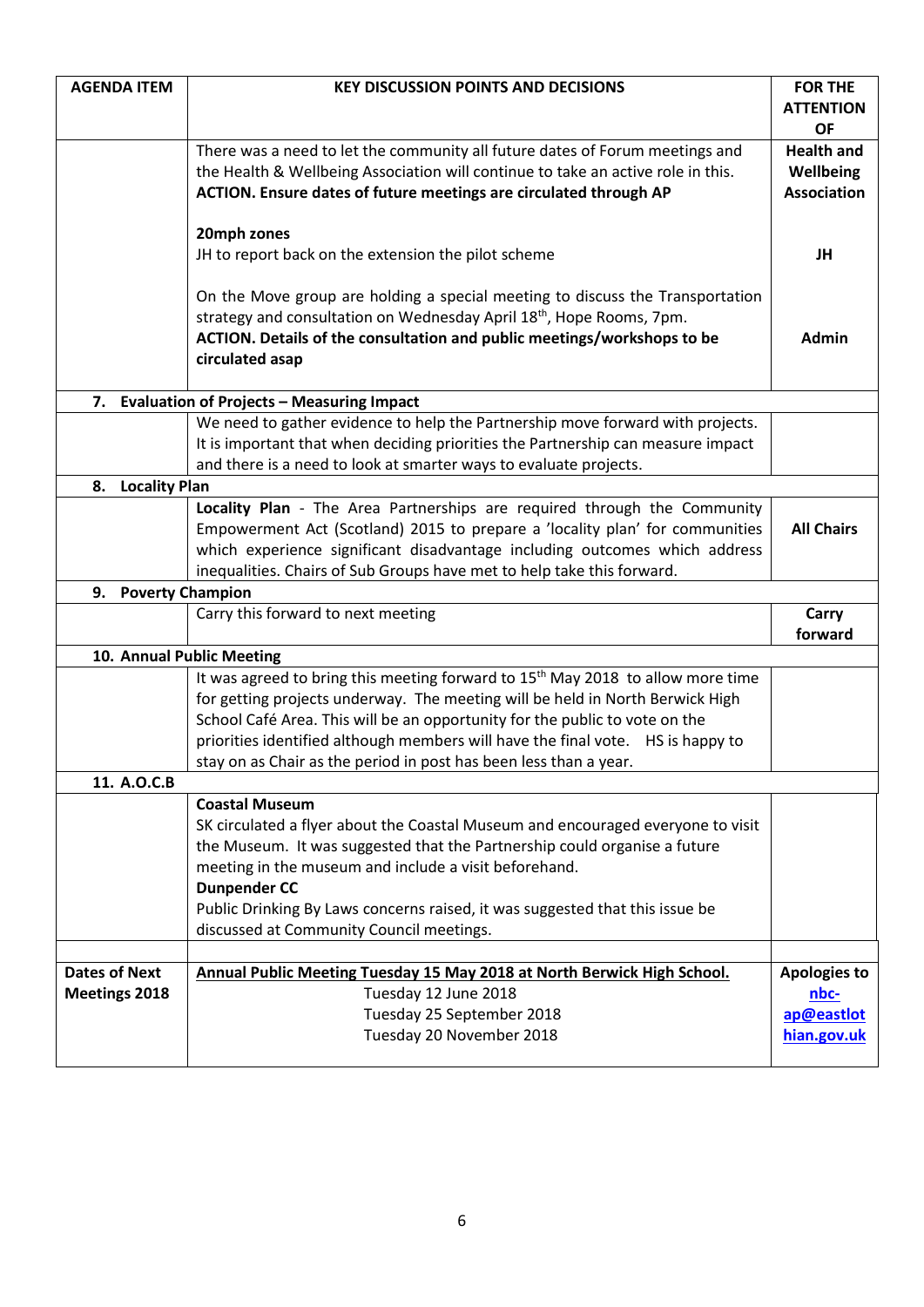| AGENDA ITEM | KEY DISCUSSION POINTS AND DECISIONS | FOR THE ATTENTION OF |
|---|---|---|
| | There was a need to let the community all future dates of Forum meetings and the Health & Wellbeing Association will continue to take an active role in this. **ACTION. Ensure dates of future meetings are circulated through AP** | **Health and Wellbeing Association** |
| | **20mph zones** JH to report back on the extension the pilot scheme | **JH** |
| | On the Move group are holding a special meeting to discuss the Transportation strategy and consultation on Wednesday April 18th, Hope Rooms, 7pm. **ACTION. Details of the consultation and public meetings/workshops to be circulated asap** | **Admin** |
| **7. Evaluation of Projects – Measuring Impact** | | |
| | We need to gather evidence to help the Partnership move forward with projects. It is important that when deciding priorities the Partnership can measure impact and there is a need to look at smarter ways to evaluate projects. | |
| **8. Locality Plan** | | |
| | **Locality Plan** - The Area Partnerships are required through the Community Empowerment Act (Scotland) 2015 to prepare a 'locality plan' for communities which experience significant disadvantage including outcomes which address inequalities. Chairs of Sub Groups have met to help take this forward. | **All Chairs** |
| **9. Poverty Champion** | | |
| | Carry this forward to next meeting | **Carry forward** |
| **10. Annual Public Meeting** | | |
| | It was agreed to bring this meeting forward to 15th May 2018 to allow more time for getting projects underway. The meeting will be held in North Berwick High School Café Area. This will be an opportunity for the public to vote on the priorities identified although members will have the final vote. HS is happy to stay on as Chair as the period in post has been less than a year. | |
| **11. A.O.C.B** | | |
| | **Coastal Museum** SK circulated a flyer about the Coastal Museum and encouraged everyone to visit the Museum. It was suggested that the Partnership could organise a future meeting in the museum and include a visit beforehand. **Dunpender CC** Public Drinking By Laws concerns raised, it was suggested that this issue be discussed at Community Council meetings. | |
| | | |
| **Dates of Next Meetings 2018** | **Annual Public Meeting Tuesday 15 May 2018 at North Berwick High School.** Tuesday 12 June 2018 Tuesday 25 September 2018 Tuesday 20 November 2018 | **Apologies to nbc-ap@eastlothian.gov.uk** |